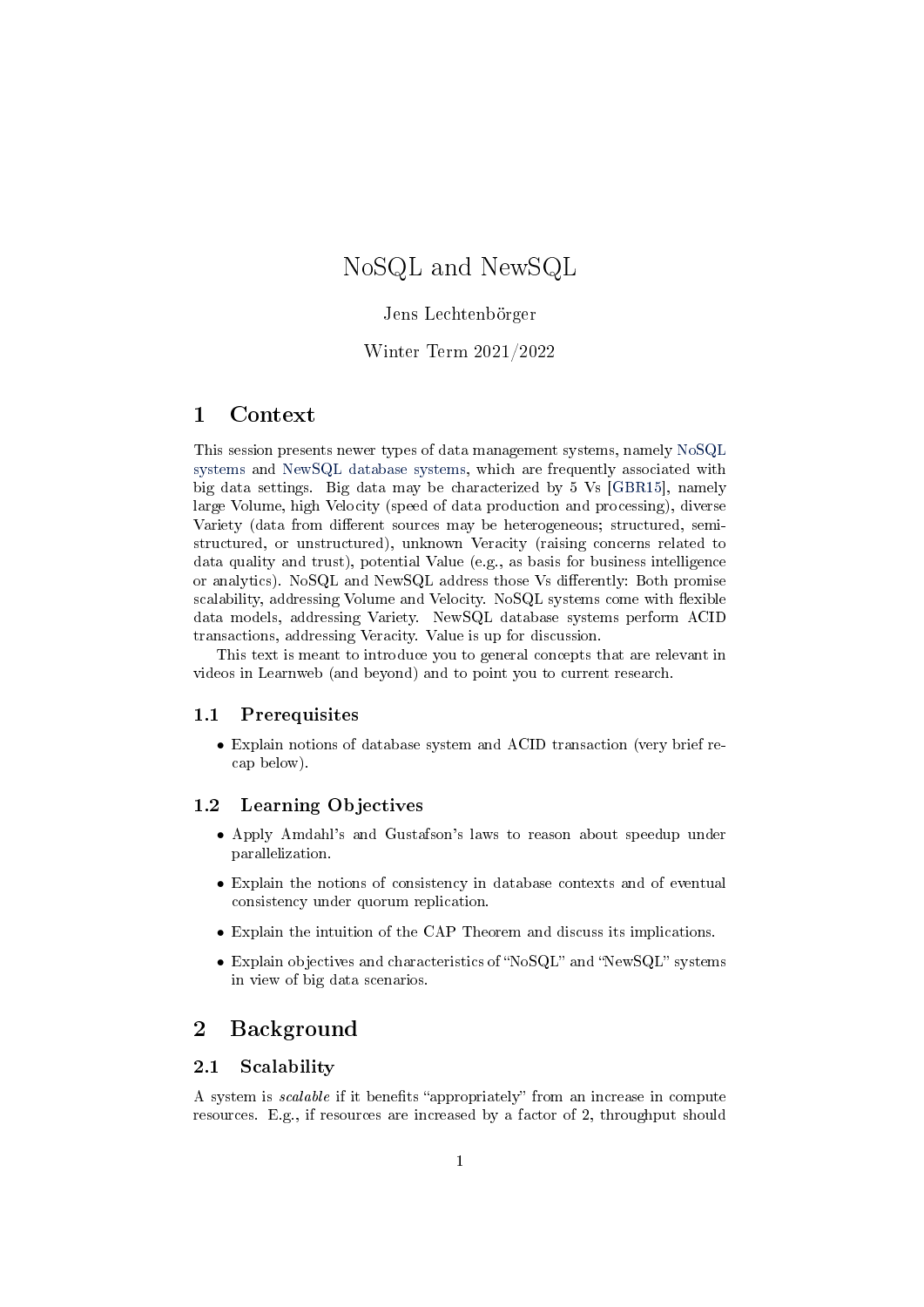# NoSQL and NewSQL

Jens Lechtenbörger

Winter Term 2021/2022

## 1 Context

This session presents newer types of data management systems, namely NoSQL systems and NewSQL database systems, which are frequently associated with big data settings. Big data may be characterized by 5 Vs [GBR15], namely large Volume, high Velocity (speed of data production and processing), diverse Variety (data from different sources may be heterogeneous; structured, semi-structured, or unstructured), unknown Veracity (raising concerns related to data quality and trust), potential Value (e.g., as basis for business intelligence or analytics). NoSQL and NewSQL address those Vs differently: Both promise scalability, addressing Volume and Velocity. NoSQL systems come with flexible data models, addressing Variety. NewSQL database systems perform ACID transactions, addressing Veracity. Value is up for discussion.

This text is meant to introduce you to general concepts that are relevant in videos in Learnweb (and beyond) and to point you to current research.

### 1.1 Prerequisites

- Explain notions of database system and ACID transaction (very brief recap below).

### 1.2 Learning Objectives

- Apply Amdahl's and Gustafson's laws to reason about speedup under parallelization.
- Explain the notions of consistency in database contexts and of eventual consistency under quorum replication.
- Explain the intuition of the CAP Theorem and discuss its implications.
- Explain objectives and characteristics of "NoSQL" and "NewSQL" systems in view of big data scenarios.

## 2 Background

### 2.1 Scalability

A system is *scalable* if it benefits "appropriately" from an increase in compute resources. E.g., if resources are increased by a factor of 2, throughput should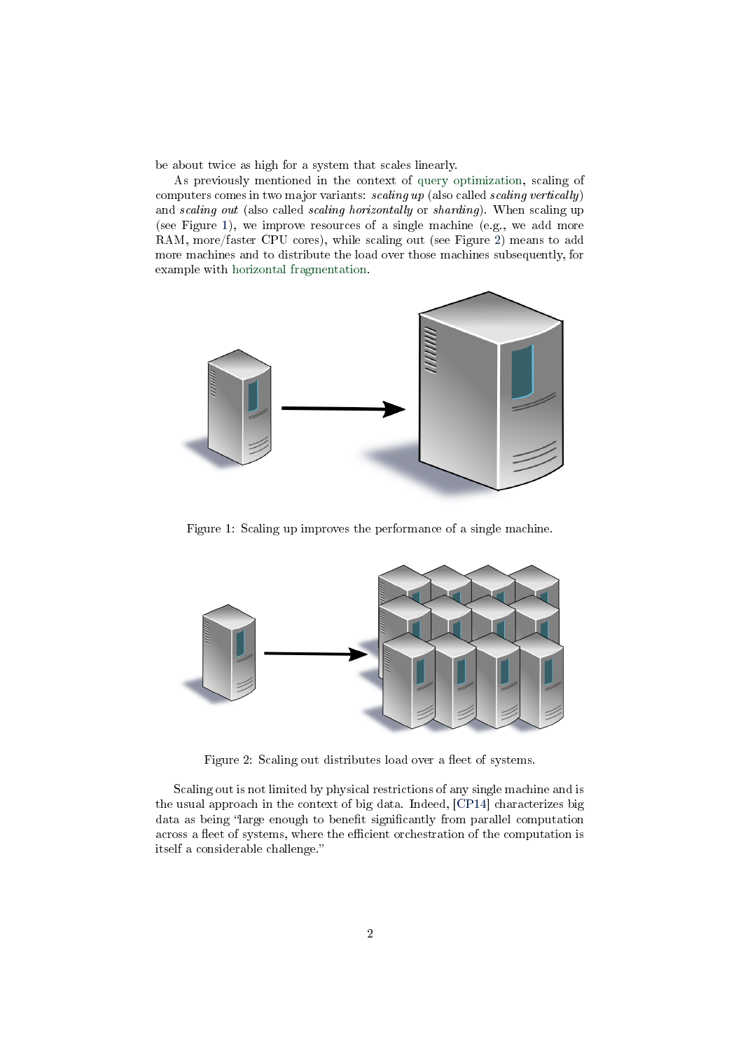be about twice as high for a system that scales linearly.

As previously mentioned in the context of query optimization, scaling of computers comes in two major variants: *scaling up* (also called *scaling vertically*) and *scaling out* (also called *scaling horizontally* or *sharding*). When scaling up (see Figure 1), we improve resources of a single machine (e.g., we add more RAM, more/faster CPU cores), while scaling out (see Figure 2) means to add more machines and to distribute the load over those machines subsequently, for example with horizontal fragmentation.

Figure 1: Scaling up improves the performance of a single machine.

Figure 2: Scaling out distributes load over a fleet of systems.

Scaling out is not limited by physical restrictions of any single machine and is the usual approach in the context of big data. Indeed, [CP14] characterizes big data as being "large enough to benefit significantly from parallel computation across a fleet of systems, where the efficient orchestration of the computation is itself a considerable challenge."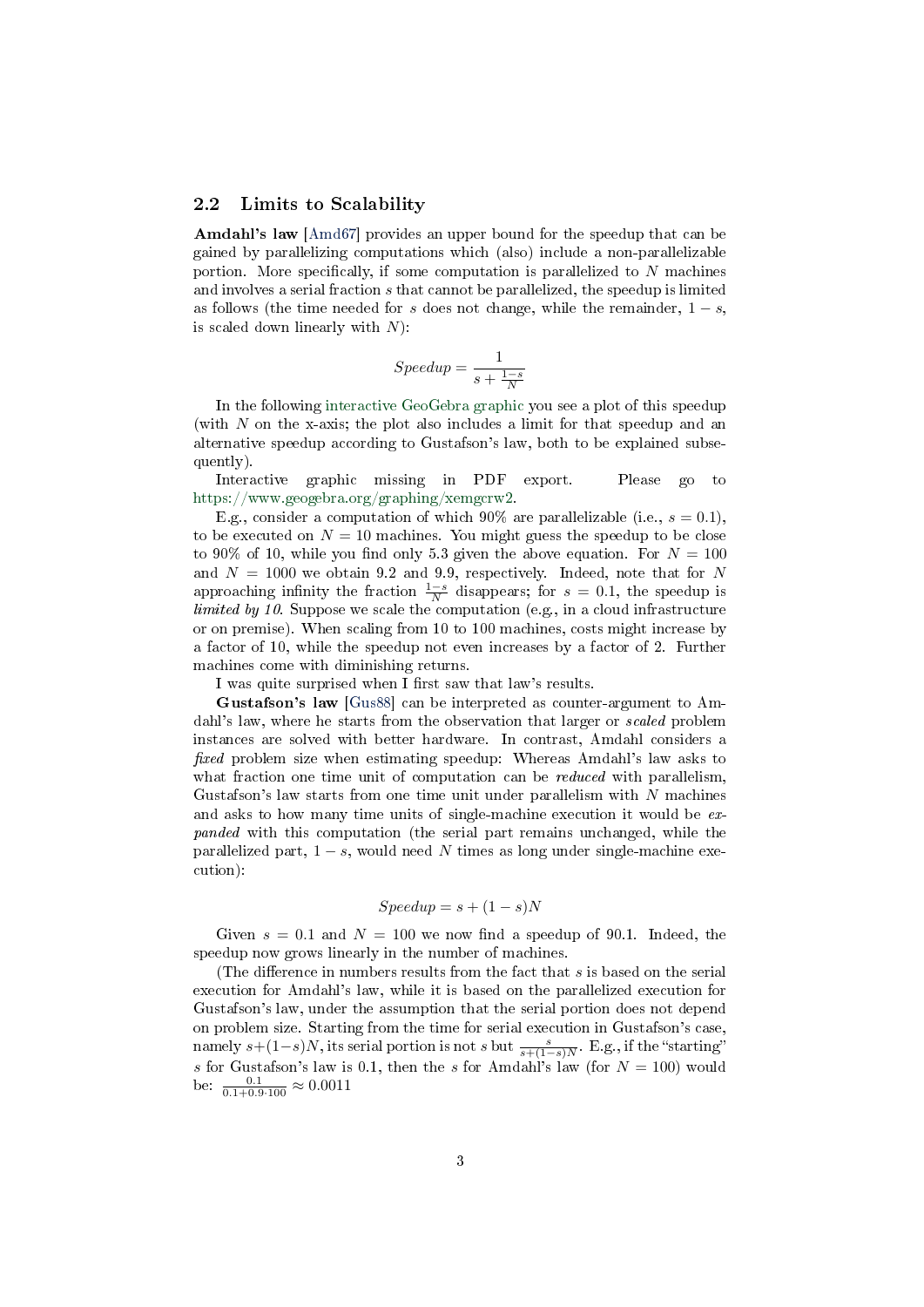## 2.2 Limits to Scalability

**Amdahl's law** [Amd67] provides an upper bound for the speedup that can be gained by parallelizing computations which (also) include a non-parallelizable portion. More specifically, if some computation is parallelized to $N$ machines and involves a serial fraction $s$ that cannot be parallelized, the speedup is limited as follows (the time needed for $s$ does not change, while the remainder, $1-s$, is scaled down linearly with $N$):

$$Speedup = \frac{1}{s + \frac{1-s}{N}}$$

In the following interactive GeoGebra graphic you see a plot of this speedup (with $N$ on the x-axis; the plot also includes a limit for that speedup and an alternative speedup according to Gustafson's law, both to be explained subsequently).

Interactive graphic missing in PDF export. Please go to https://www.geogebra.org/graphing/xemgcrw2.

E.g., consider a computation of which 90% are parallelizable (i.e., $s = 0.1$), to be executed on $N = 10$ machines. You might guess the speedup to be close to 90% of 10, while you find only 5.3 given the above equation. For $N = 100$ and $N = 1000$ we obtain 9.2 and 9.9, respectively. Indeed, note that for $N$ approaching infinity the fraction $\frac{1-s}{N}$ disappears; for $s = 0.1$, the speedup is *limited by 10*. Suppose we scale the computation (e.g., in a cloud infrastructure or on premise). When scaling from 10 to 100 machines, costs might increase by a factor of 10, while the speedup not even increases by a factor of 2. Further machines come with diminishing returns.

I was quite surprised when I first saw that law's results.

**Gustafson's law** [Gus88] can be interpreted as counter-argument to Amdahl's law, where he starts from the observation that larger or *scaled* problem instances are solved with better hardware. In contrast, Amdahl considers a *fixed* problem size when estimating speedup: Whereas Amdahl's law asks to what fraction one time unit of computation can be *reduced* with parallelism, Gustafson's law starts from one time unit under parallelism with $N$ machines and asks to how many time units of single-machine execution it would be *expanded* with this computation (the serial part remains unchanged, while the parallelized part, $1-s$, would need $N$ times as long under single-machine execution):

$$Speedup = s + (1-s)N$$

Given $s = 0.1$ and $N = 100$ we now find a speedup of 90.1. Indeed, the speedup now grows linearly in the number of machines.

(The difference in numbers results from the fact that $s$ is based on the serial execution for Amdahl's law, while it is based on the parallelized execution for Gustafson's law, under the assumption that the serial portion does not depend on problem size. Starting from the time for serial execution in Gustafson's case, namely $s+(1-s)N$, its serial portion is not $s$ but $\frac{s}{s+(1-s)N}$. E.g., if the "starting" $s$ for Gustafson's law is 0.1, then the $s$ for Amdahl's law (for $N = 100$) would be: $\frac{0.1}{0.1+0.9 \cdot 100} \approx 0.0011$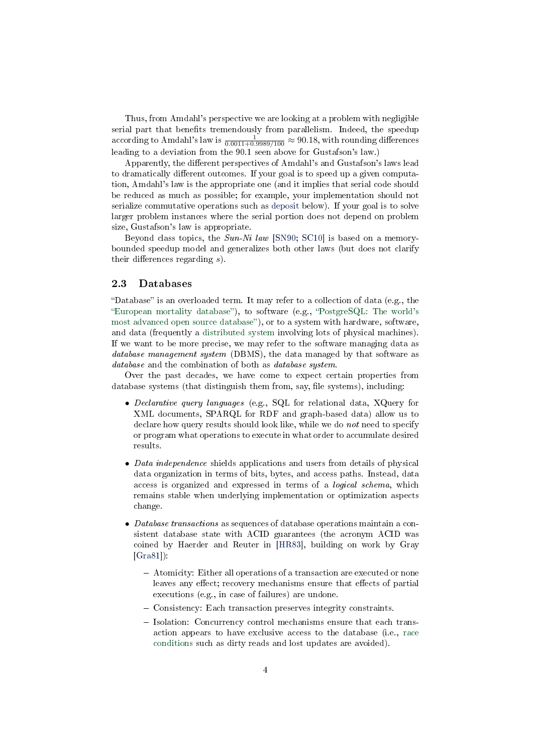Thus, from Amdahl's perspective we are looking at a problem with negligible serial part that benefits tremendously from parallelism. Indeed, the speedup according to Amdahl's law is $\frac{1}{0.0011+0.9989/100} \approx 90.18$, with rounding differences leading to a deviation from the 90.1 seen above for Gustafson's law.)

Apparently, the different perspectives of Amdahl's and Gustafson's laws lead to dramatically different outcomes. If your goal is to speed up a given computation, Amdahl's law is the appropriate one (and it implies that serial code should be reduced as much as possible; for example, your implementation should not serialize commutative operations such as deposit below). If your goal is to solve larger problem instances where the serial portion does not depend on problem size, Gustafson's law is appropriate.

Beyond class topics, the *Sun-Ni law* [SN90; SC10] is based on a memory-bounded speedup model and generalizes both other laws (but does not clarify their differences regarding $s$).

## 2.3 Databases

"Database" is an overloaded term. It may refer to a collection of data (e.g., the "European mortality database"), to software (e.g., "PostgreSQL: The world's most advanced open source database"), or to a system with hardware, software, and data (frequently a distributed system involving lots of physical machines). If we want to be more precise, we may refer to the software managing data as *database management system* (DBMS), the data managed by that software as *database* and the combination of both as *database system*.

Over the past decades, we have come to expect certain properties from database systems (that distinguish them from, say, file systems), including:

- *Declarative query languages* (e.g., SQL for relational data, XQuery for XML documents, SPARQL for RDF and graph-based data) allow us to declare how query results should look like, while we do *not* need to specify or program what operations to execute in what order to accumulate desired results.
- *Data independence* shields applications and users from details of physical data organization in terms of bits, bytes, and access paths. Instead, data access is organized and expressed in terms of a *logical schema*, which remains stable when underlying implementation or optimization aspects change.
- *Database transactions* as sequences of database operations maintain a consistent database state with ACID guarantees (the acronym ACID was coined by Haerder and Reuter in [HR83], building on work by Gray [Gra81]):
  - Atomicity: Either all operations of a transaction are executed or none leaves any effect; recovery mechanisms ensure that effects of partial executions (e.g., in case of failures) are undone.
  - Consistency: Each transaction preserves integrity constraints.
  - Isolation: Concurrency control mechanisms ensure that each transaction appears to have exclusive access to the database (i.e., race conditions such as dirty reads and lost updates are avoided).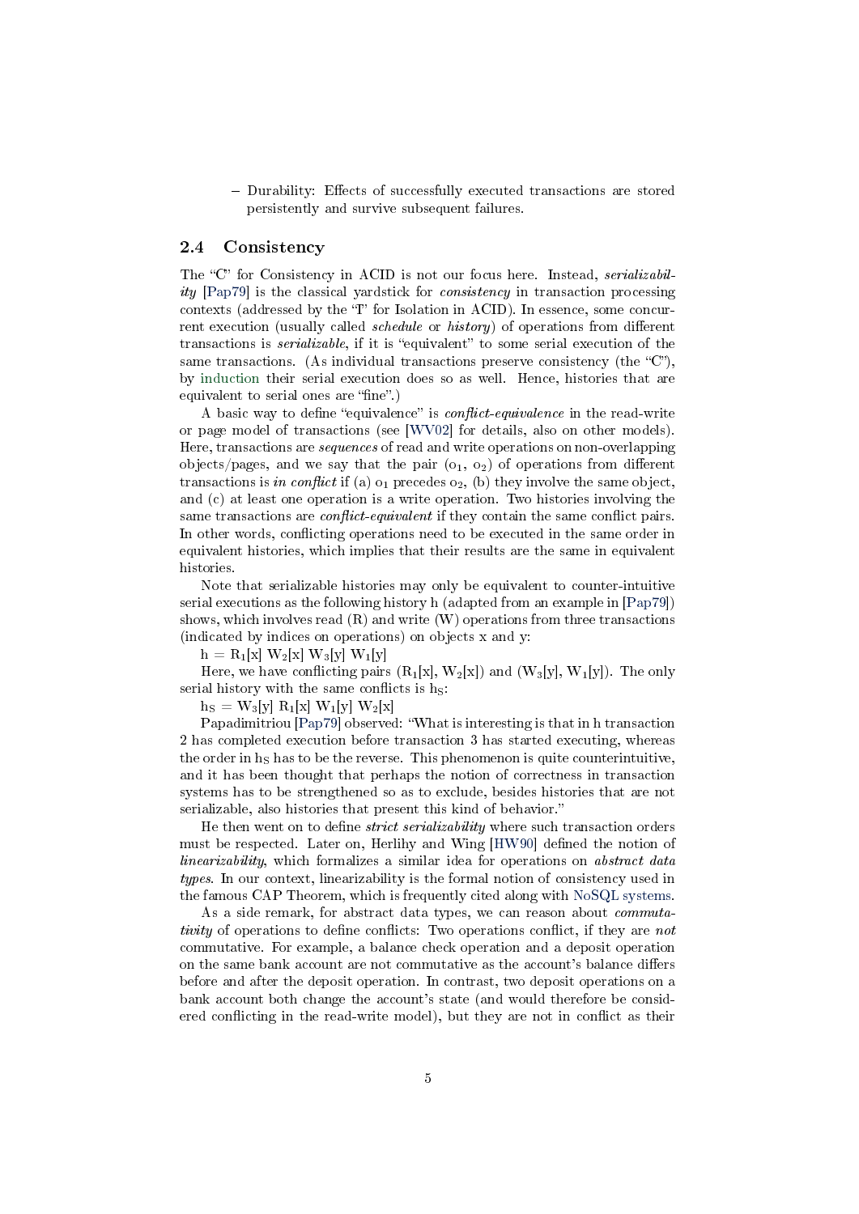– Durability: Effects of successfully executed transactions are stored persistently and survive subsequent failures.

## 2.4 Consistency

The "C" for Consistency in ACID is not our focus here. Instead, *serializability* [Pap79] is the classical yardstick for *consistency* in transaction processing contexts (addressed by the "I" for Isolation in ACID). In essence, some concurrent execution (usually called *schedule* or *history*) of operations from different transactions is *serializable*, if it is "equivalent" to some serial execution of the same transactions. (As individual transactions preserve consistency (the "C"), by induction their serial execution does so as well. Hence, histories that are equivalent to serial ones are "fine".)

A basic way to define "equivalence" is *conflict-equivalence* in the read-write or page model of transactions (see [WV02] for details, also on other models). Here, transactions are *sequences* of read and write operations on non-overlapping objects/pages, and we say that the pair ($o_1$, $o_2$) of operations from different transactions is *in conflict* if (a) $o_1$ precedes $o_2$, (b) they involve the same object, and (c) at least one operation is a write operation. Two histories involving the same transactions are *conflict-equivalent* if they contain the same conflict pairs. In other words, conflicting operations need to be executed in the same order in equivalent histories, which implies that their results are the same in equivalent histories.

Note that serializable histories may only be equivalent to counter-intuitive serial executions as the following history h (adapted from an example in [Pap79]) shows, which involves read (R) and write (W) operations from three transactions (indicated by indices on operations) on objects x and y:

$h = R_1[x]\ W_2[x]\ W_3[y]\ W_1[y]$

Here, we have conflicting pairs ($R_1[x]$, $W_2[x]$) and ($W_3[y]$, $W_1[y]$). The only serial history with the same conflicts is $h_S$:

$h_S = W_3[y]\ R_1[x]\ W_1[y]\ W_2[x]$

Papadimitriou [Pap79] observed: "What is interesting is that in h transaction 2 has completed execution before transaction 3 has started executing, whereas the order in $h_S$ has to be the reverse. This phenomenon is quite counterintuitive, and it has been thought that perhaps the notion of correctness in transaction systems has to be strengthened so as to exclude, besides histories that are not serializable, also histories that present this kind of behavior."

He then went on to define *strict serializability* where such transaction orders must be respected. Later on, Herlihy and Wing [HW90] defined the notion of *linearizability*, which formalizes a similar idea for operations on *abstract data types*. In our context, linearizability is the formal notion of consistency used in the famous CAP Theorem, which is frequently cited along with NoSQL systems.

As a side remark, for abstract data types, we can reason about *commutativity* of operations to define conflicts: Two operations conflict, if they are *not* commutative. For example, a balance check operation and a deposit operation on the same bank account are not commutative as the account's balance differs before and after the deposit operation. In contrast, two deposit operations on a bank account both change the account's state (and would therefore be considered conflicting in the read-write model), but they are not in conflict as their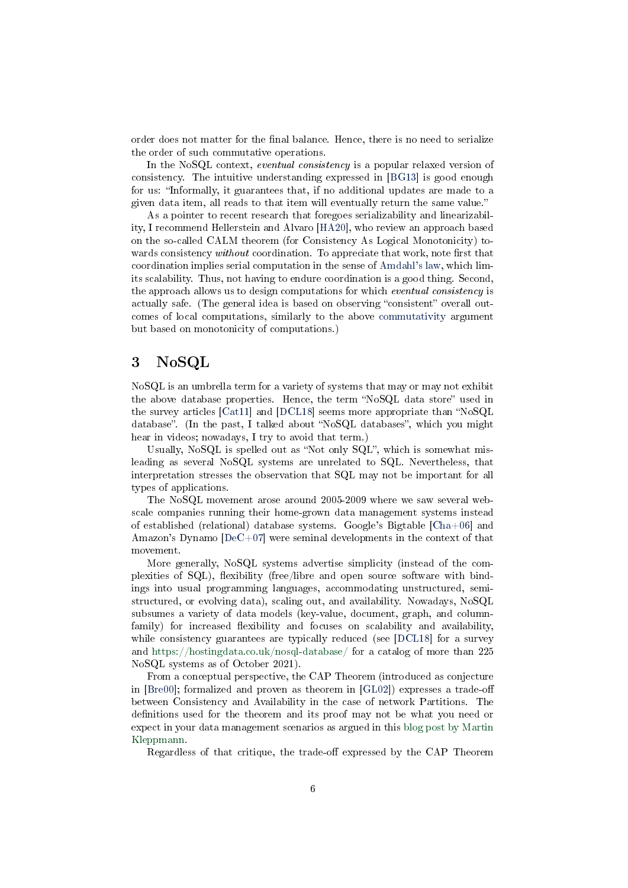order does not matter for the final balance. Hence, there is no need to serialize the order of such commutative operations.

In the NoSQL context, *eventual consistency* is a popular relaxed version of consistency. The intuitive understanding expressed in [BG13] is good enough for us: “Informally, it guarantees that, if no additional updates are made to a given data item, all reads to that item will eventually return the same value.”

As a pointer to recent research that foregoes serializability and linearizability, I recommend Hellerstein and Alvaro [HA20], who review an approach based on the so-called CALM theorem (for Consistency As Logical Monotonicity) towards consistency *without* coordination. To appreciate that work, note first that coordination implies serial computation in the sense of Amdahl’s law, which limits scalability. Thus, not having to endure coordination is a good thing. Second, the approach allows us to design computations for which *eventual consistency* is actually safe. (The general idea is based on observing “consistent” overall outcomes of local computations, similarly to the above commutativity argument but based on monotonicity of computations.)

# 3 NoSQL

NoSQL is an umbrella term for a variety of systems that may or may not exhibit the above database properties. Hence, the term “NoSQL data store” used in the survey articles [Cat11] and [DCL18] seems more appropriate than “NoSQL database”. (In the past, I talked about “NoSQL databases”, which you might hear in videos; nowadays, I try to avoid that term.)

Usually, NoSQL is spelled out as “Not only SQL”, which is somewhat misleading as several NoSQL systems are unrelated to SQL. Nevertheless, that interpretation stresses the observation that SQL may not be important for all types of applications.

The NoSQL movement arose around 2005-2009 where we saw several web-scale companies running their home-grown data management systems instead of established (relational) database systems. Google’s Bigtable [Cha+06] and Amazon’s Dynamo [DeC+07] were seminal developments in the context of that movement.

More generally, NoSQL systems advertise simplicity (instead of the complexities of SQL), flexibility (free/libre and open source software with bindings into usual programming languages, accommodating unstructured, semi-structured, or evolving data), scaling out, and availability. Nowadays, NoSQL subsumes a variety of data models (key-value, document, graph, and column-family) for increased flexibility and focuses on scalability and availability, while consistency guarantees are typically reduced (see [DCL18] for a survey and https://hostingdata.co.uk/nosql-database/ for a catalog of more than 225 NoSQL systems as of October 2021).

From a conceptual perspective, the CAP Theorem (introduced as conjecture in [Bre00]; formalized and proven as theorem in [GL02]) expresses a trade-off between Consistency and Availability in the case of network Partitions. The definitions used for the theorem and its proof may not be what you need or expect in your data management scenarios as argued in this blog post by Martin Kleppmann.

Regardless of that critique, the trade-off expressed by the CAP Theorem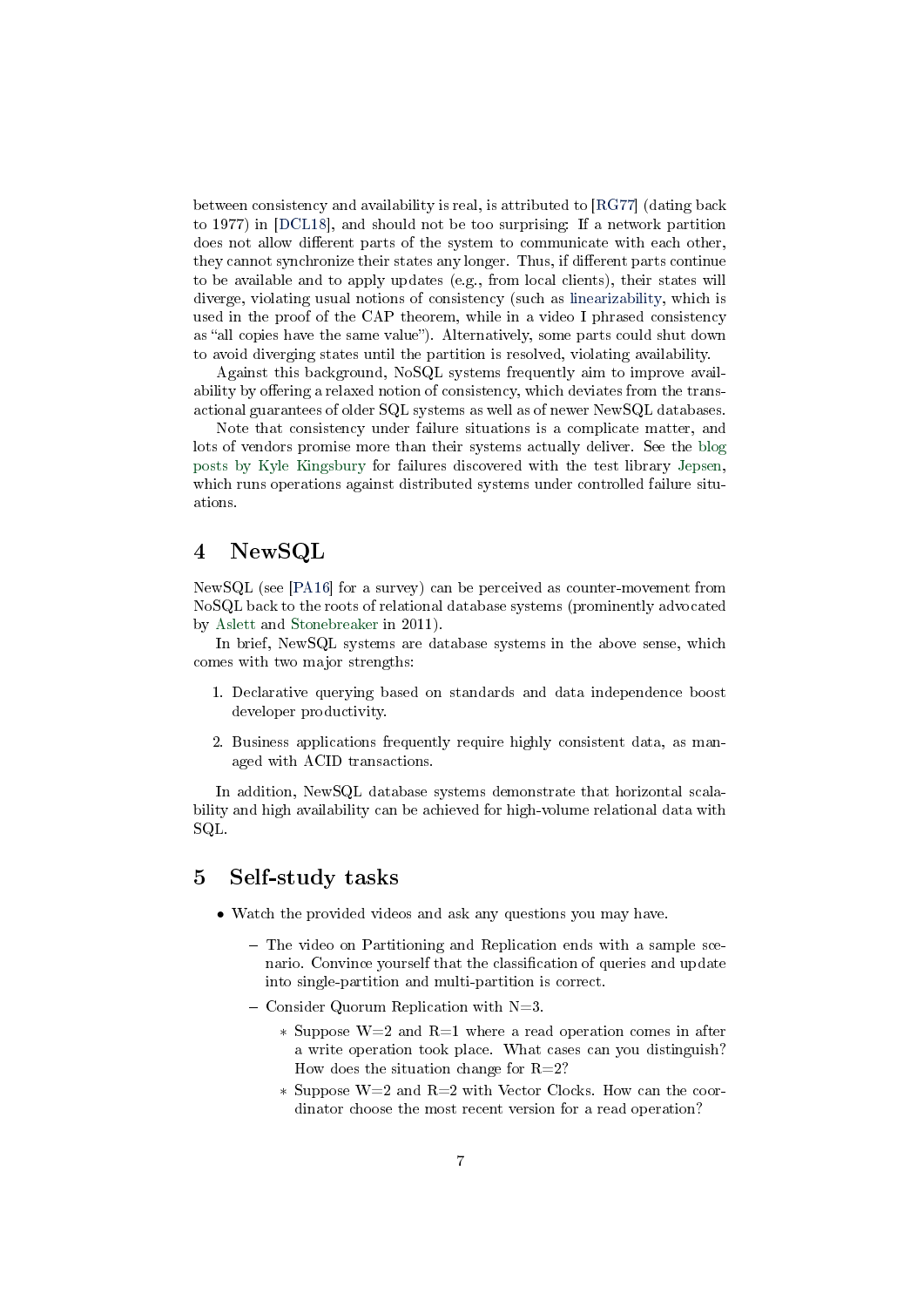between consistency and availability is real, is attributed to [RG77] (dating back to 1977) in [DCL18], and should not be too surprising: If a network partition does not allow different parts of the system to communicate with each other, they cannot synchronize their states any longer. Thus, if different parts continue to be available and to apply updates (e.g., from local clients), their states will diverge, violating usual notions of consistency (such as linearizability, which is used in the proof of the CAP theorem, while in a video I phrased consistency as "all copies have the same value"). Alternatively, some parts could shut down to avoid diverging states until the partition is resolved, violating availability.

Against this background, NoSQL systems frequently aim to improve availability by offering a relaxed notion of consistency, which deviates from the transactional guarantees of older SQL systems as well as of newer NewSQL databases.

Note that consistency under failure situations is a complicate matter, and lots of vendors promise more than their systems actually deliver. See the blog posts by Kyle Kingsbury for failures discovered with the test library Jepsen, which runs operations against distributed systems under controlled failure situations.

# 4 NewSQL

NewSQL (see [PA16] for a survey) can be perceived as counter-movement from NoSQL back to the roots of relational database systems (prominently advocated by Aslett and Stonebreaker in 2011).

In brief, NewSQL systems are database systems in the above sense, which comes with two major strengths:

1. Declarative querying based on standards and data independence boost developer productivity.
2. Business applications frequently require highly consistent data, as managed with ACID transactions.

In addition, NewSQL database systems demonstrate that horizontal scalability and high availability can be achieved for high-volume relational data with SQL.

# 5 Self-study tasks

- Watch the provided videos and ask any questions you may have.
  - The video on Partitioning and Replication ends with a sample scenario. Convince yourself that the classification of queries and update into single-partition and multi-partition is correct.
  - Consider Quorum Replication with N=3.
    - Suppose W=2 and R=1 where a read operation comes in after a write operation took place. What cases can you distinguish? How does the situation change for R=2?
    - Suppose W=2 and R=2 with Vector Clocks. How can the coordinator choose the most recent version for a read operation?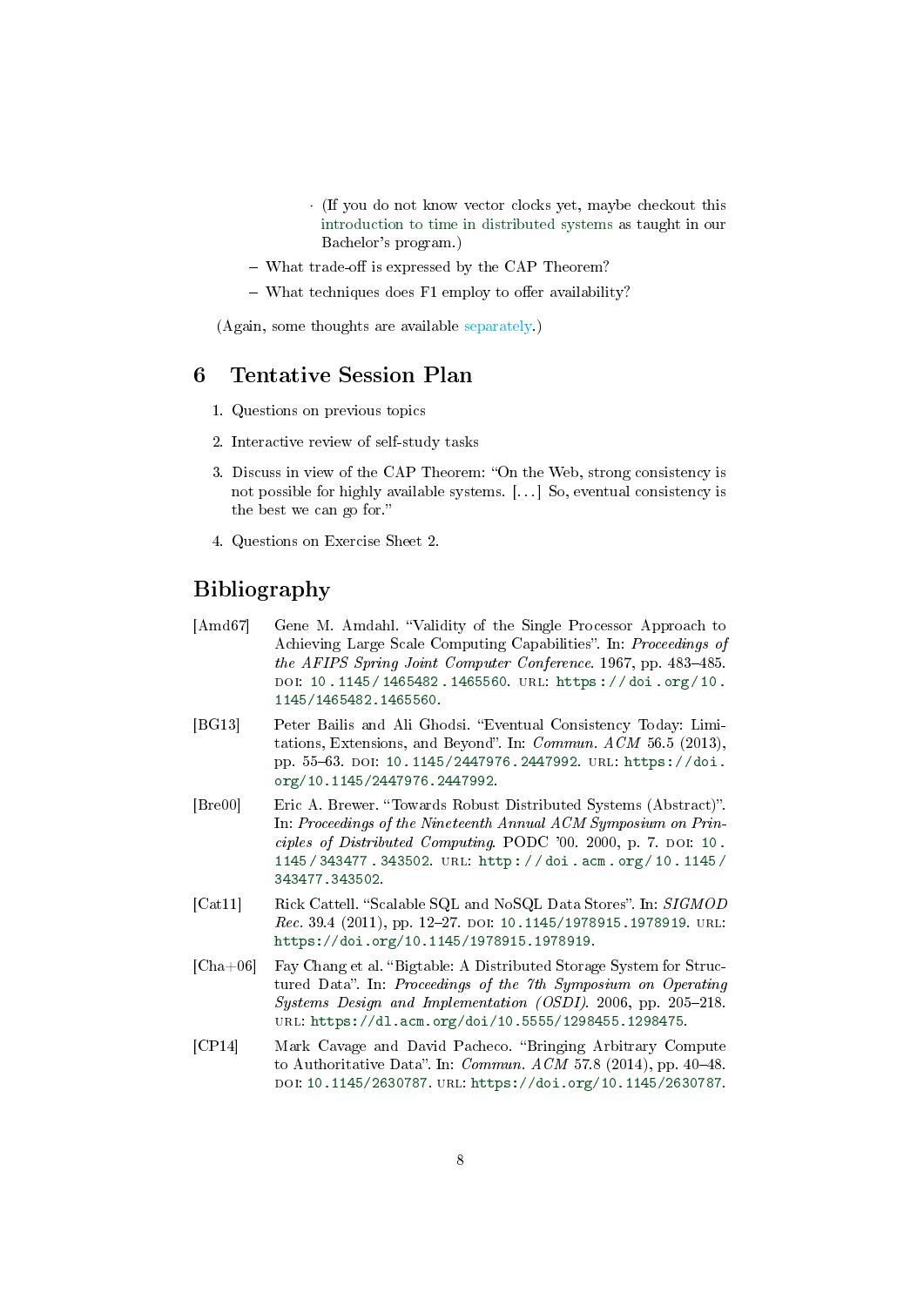- (If you do not know vector clocks yet, maybe checkout this introduction to time in distributed systems as taught in our Bachelor's program.)
- What trade-off is expressed by the CAP Theorem?
- What techniques does F1 employ to offer availability?

(Again, some thoughts are available separately.)

## 6 Tentative Session Plan

1. Questions on previous topics
2. Interactive review of self-study tasks
3. Discuss in view of the CAP Theorem: "On the Web, strong consistency is not possible for highly available systems. [. . . ] So, eventual consistency is the best we can go for."
4. Questions on Exercise Sheet 2.

## Bibliography

[Amd67] Gene M. Amdahl. "Validity of the Single Processor Approach to Achieving Large Scale Computing Capabilities". In: *Proceedings of the AFIPS Spring Joint Computer Conference*. 1967, pp. 483–485. DOI: 10.1145/1465482.1465560. URL: https://doi.org/10.1145/1465482.1465560.

[BG13] Peter Bailis and Ali Ghodsi. "Eventual Consistency Today: Limitations, Extensions, and Beyond". In: *Commun. ACM* 56.5 (2013), pp. 55–63. DOI: 10.1145/2447976.2447992. URL: https://doi.org/10.1145/2447976.2447992.

[Bre00] Eric A. Brewer. "Towards Robust Distributed Systems (Abstract)". In: *Proceedings of the Nineteenth Annual ACM Symposium on Principles of Distributed Computing*. PODC '00. 2000, p. 7. DOI: 10.1145/343477.343502. URL: http://doi.acm.org/10.1145/343477.343502.

[Cat11] Rick Cattell. "Scalable SQL and NoSQL Data Stores". In: *SIGMOD Rec.* 39.4 (2011), pp. 12–27. DOI: 10.1145/1978915.1978919. URL: https://doi.org/10.1145/1978915.1978919.

[Cha+06] Fay Chang et al. "Bigtable: A Distributed Storage System for Structured Data". In: *Proceedings of the 7th Symposium on Operating Systems Design and Implementation (OSDI)*. 2006, pp. 205–218. URL: https://dl.acm.org/doi/10.5555/1298455.1298475.

[CP14] Mark Cavage and David Pacheco. "Bringing Arbitrary Compute to Authoritative Data". In: *Commun. ACM* 57.8 (2014), pp. 40–48. DOI: 10.1145/2630787. URL: https://doi.org/10.1145/2630787.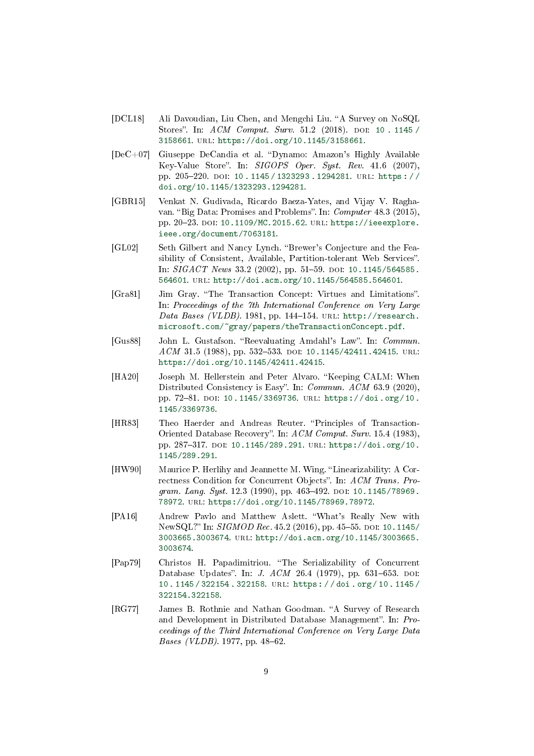- [DCL18] Ali Davoudian, Liu Chen, and Mengchi Liu. "A Survey on NoSQL Stores". In: *ACM Comput. Surv.* 51.2 (2018). DOI: 10.1145/3158661. URL: https://doi.org/10.1145/3158661.
- [DeC+07] Giuseppe DeCandia et al. "Dynamo: Amazon's Highly Available Key-Value Store". In: *SIGOPS Oper. Syst. Rev.* 41.6 (2007), pp. 205–220. DOI: 10.1145/1323293.1294281. URL: https://doi.org/10.1145/1323293.1294281.
- [GBR15] Venkat N. Gudivada, Ricardo Baeza-Yates, and Vijay V. Raghavan. "Big Data: Promises and Problems". In: *Computer* 48.3 (2015), pp. 20–23. DOI: 10.1109/MC.2015.62. URL: https://ieeexplore.ieee.org/document/7063181.
- [GL02] Seth Gilbert and Nancy Lynch. "Brewer's Conjecture and the Feasibility of Consistent, Available, Partition-tolerant Web Services". In: *SIGACT News* 33.2 (2002), pp. 51–59. DOI: 10.1145/564585.564601. URL: http://doi.acm.org/10.1145/564585.564601.
- [Gra81] Jim Gray. "The Transaction Concept: Virtues and Limitations". In: *Proceedings of the 7th International Conference on Very Large Data Bases (VLDB)*. 1981, pp. 144–154. URL: http://research.microsoft.com/~gray/papers/theTransactionConcept.pdf.
- [Gus88] John L. Gustafson. "Reevaluating Amdahl's Law". In: *Commun. ACM* 31.5 (1988), pp. 532–533. DOI: 10.1145/42411.42415. URL: https://doi.org/10.1145/42411.42415.
- [HA20] Joseph M. Hellerstein and Peter Alvaro. "Keeping CALM: When Distributed Consistency is Easy". In: *Commun. ACM* 63.9 (2020), pp. 72–81. DOI: 10.1145/3369736. URL: https://doi.org/10.1145/3369736.
- [HR83] Theo Haerder and Andreas Reuter. "Principles of Transaction-Oriented Database Recovery". In: *ACM Comput. Surv.* 15.4 (1983), pp. 287–317. DOI: 10.1145/289.291. URL: https://doi.org/10.1145/289.291.
- [HW90] Maurice P. Herlihy and Jeannette M. Wing. "Linearizability: A Correctness Condition for Concurrent Objects". In: *ACM Trans. Program. Lang. Syst.* 12.3 (1990), pp. 463–492. DOI: 10.1145/78969.78972. URL: https://doi.org/10.1145/78969.78972.
- [PA16] Andrew Pavlo and Matthew Aslett. "What's Really New with NewSQL?" In: *SIGMOD Rec.* 45.2 (2016), pp. 45–55. DOI: 10.1145/3003665.3003674. URL: http://doi.acm.org/10.1145/3003665.3003674.
- [Pap79] Christos H. Papadimitriou. "The Serializability of Concurrent Database Updates". In: *J. ACM* 26.4 (1979), pp. 631–653. DOI: 10.1145/322154.322158. URL: https://doi.org/10.1145/322154.322158.
- [RG77] James B. Rothnie and Nathan Goodman. "A Survey of Research and Development in Distributed Database Management". In: *Proceedings of the Third International Conference on Very Large Data Bases (VLDB)*. 1977, pp. 48–62.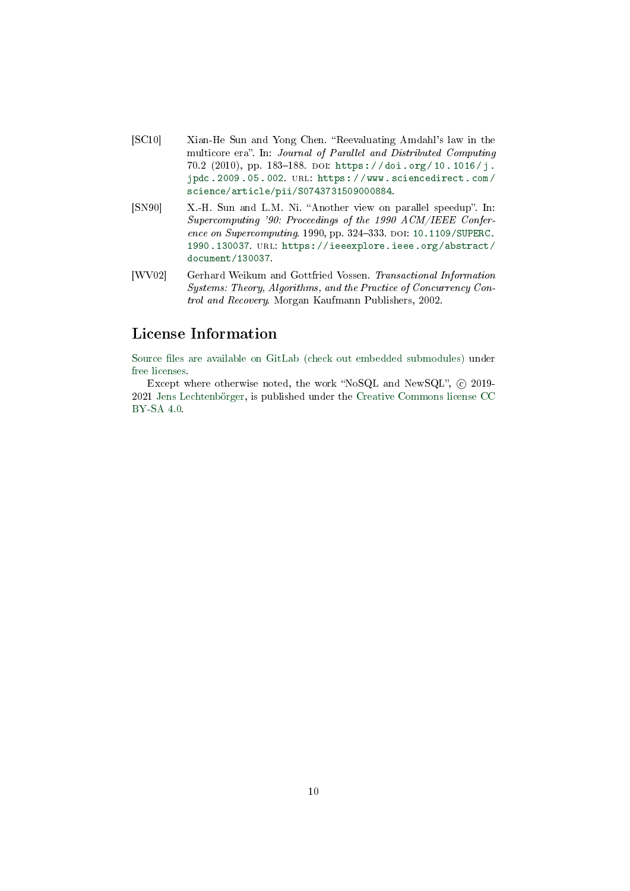[SC10] Xian-He Sun and Yong Chen. “Reevaluating Amdahl’s law in the multicore era”. In: *Journal of Parallel and Distributed Computing* 70.2 (2010), pp. 183–188. DOI: https://doi.org/10.1016/j.jpdc.2009.05.002. URL: https://www.sciencedirect.com/science/article/pii/S0743731509000884.

[SN90] X.-H. Sun and L.M. Ni. “Another view on parallel speedup”. In: *Supercomputing ’90: Proceedings of the 1990 ACM/IEEE Conference on Supercomputing*. 1990, pp. 324–333. DOI: 10.1109/SUPERC.1990.130037. URL: https://ieeexplore.ieee.org/abstract/document/130037.

[WV02] Gerhard Weikum and Gottfried Vossen. *Transactional Information Systems: Theory, Algorithms, and the Practice of Concurrency Control and Recovery*. Morgan Kaufmann Publishers, 2002.

## License Information

Source files are available on GitLab (check out embedded submodules) under free licenses.

Except where otherwise noted, the work “NoSQL and NewSQL”, © 2019-2021 Jens Lechtenbörger, is published under the Creative Commons license CC BY-SA 4.0.